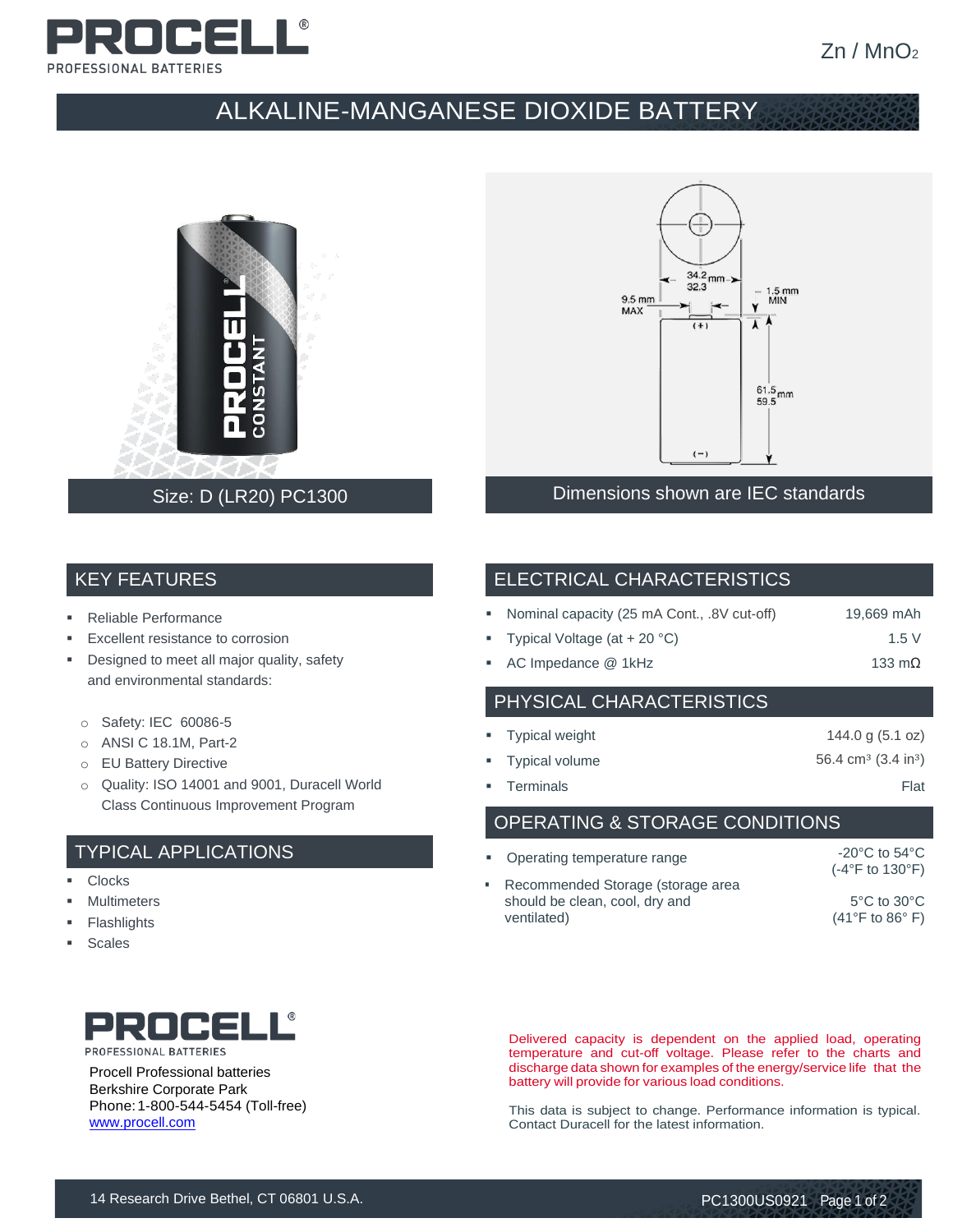PROCELL
PROFESSIONAL BATTERIES

$Zn / MnO_2$

# ALKALINE-MANGANESE DIOXIDE BATTERY

Size: D (LR20) PC1300

Dimensions shown are IEC standards

## KEY FEATURES

- Reliable Performance
- Excellent resistance to corrosion
- Designed to meet all major quality, safety and environmental standards:
  - Safety: IEC 60086-5
  - ANSI C 18.1M, Part-2
  - EU Battery Directive
  - Quality: ISO 14001 and 9001, Duracell World Class Continuous Improvement Program

## TYPICAL APPLICATIONS

- Clocks
- Multimeters
- Flashlights
- Scales

## ELECTRICAL CHARACTERISTICS

| | |
|---|---|
| Nominal capacity (25 mA Cont., .8V cut-off) | 19,669 mAh |
| Typical Voltage (at + 20 °C) | 1.5 V |
| AC Impedance @ 1kHz | 133 mΩ |

## PHYSICAL CHARACTERISTICS

| | |
|---|---|
| Typical weight | 144.0 g (5.1 oz) |
| Typical volume | 56.4 cm³ (3.4 in³) |
| Terminals | Flat |

## OPERATING & STORAGE CONDITIONS

| | |
|---|---|
| Operating temperature range | -20°C to 54°C (-4°F to 130°F) |
| Recommended Storage (storage area should be clean, cool, dry and ventilated) | 5°C to 30°C (41°F to 86° F) |

PROCELL
PROFESSIONAL BATTERIES

Procell Professional batteries
Berkshire Corporate Park
Phone: 1-800-544-5454 (Toll-free)
www.procell.com

Delivered capacity is dependent on the applied load, operating temperature and cut-off voltage. Please refer to the charts and discharge data shown for examples of the energy/service life that the battery will provide for various load conditions.

This data is subject to change. Performance information is typical. Contact Duracell for the latest information.

14 Research Drive Bethel, CT 06801 U.S.A.

PC1300US0921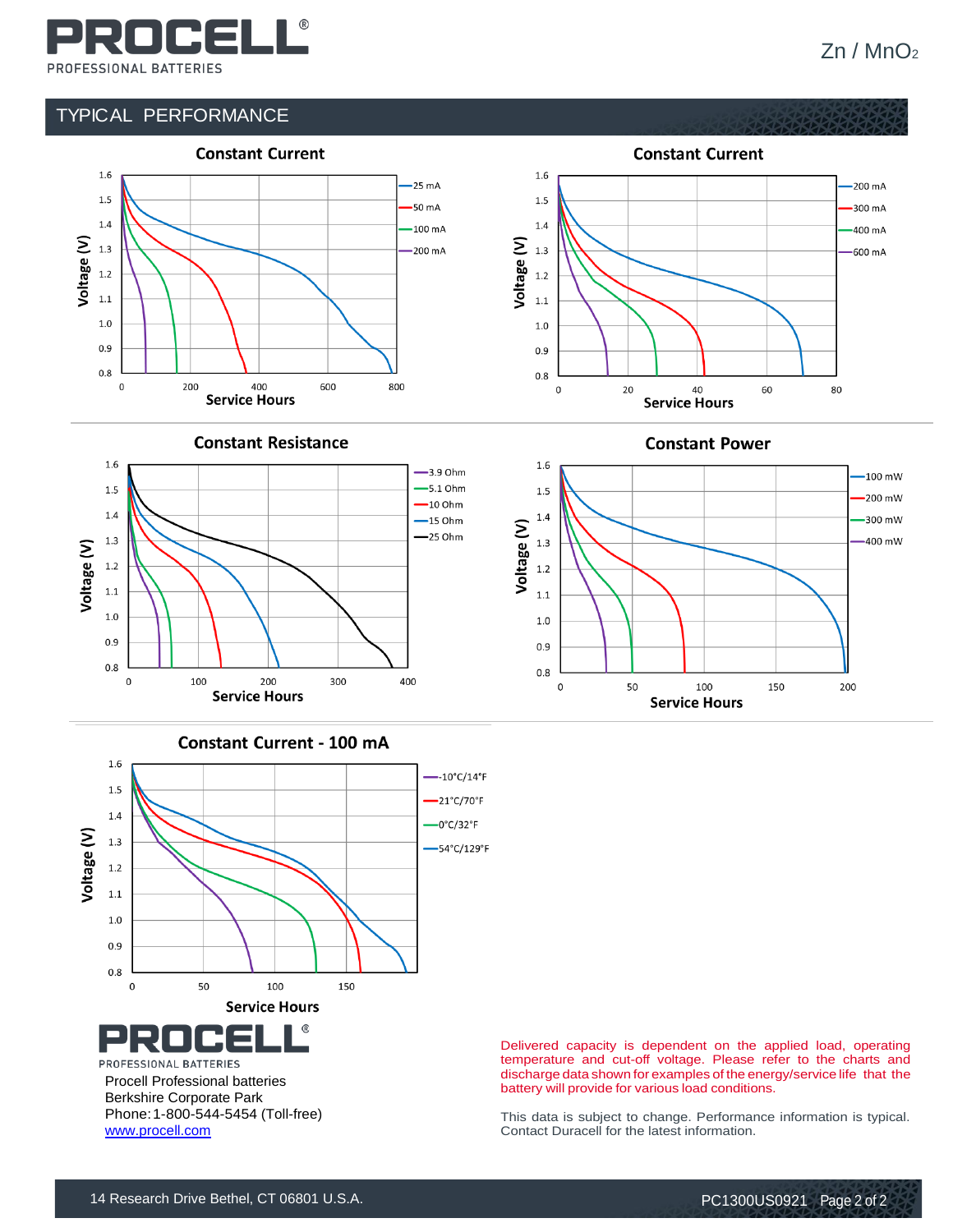PROCELL®

PROFESSIONAL BATTERIES

Zn / $MnO_2$

## TYPICAL PERFORMANCE

### Constant Current

Voltage (V)

1.6
1.5
1.4
1.3
1.2
1.1
1.0
0.9
0.8

0 200 400 600 800

Service Hours

25 mA
50 mA
100 mA
200 mA

### Constant Current

Voltage (V)

1.6
1.5
1.4
1.3
1.2
1.1
1.0
0.9
0.8

0 20 40 60 80

Service Hours

200 mA
300 mA
400 mA
600 mA

### Constant Resistance

Voltage (V)

1.6
1.5
1.4
1.3
1.2
1.1
1.0
0.9
0.8

0 100 200 300 400

Service Hours

3.9 Ohm
5.1 Ohm
10 Ohm
15 Ohm
25 Ohm

### Constant Power

Voltage (V)

1.6
1.5
1.4
1.3
1.2
1.1
1.0
0.9
0.8

0 50 100 150 200

Service Hours

100 mW
200 mW
300 mW
400 mW

### Constant Current - 100 mA

Voltage (V)

1.6
1.5
1.4
1.3
1.2
1.1
1.0
0.9
0.8

0 50 100 150

Service Hours

-10°C/14°F
21°C/70°F
0°C/32°F
54°C/129°F

PROCELL®

PROFESSIONAL BATTERIES

Procell Professional batteries
Berkshire Corporate Park
Phone: 1-800-544-5454 (Toll-free)
www.procell.com

Delivered capacity is dependent on the applied load, operating temperature and cut-off voltage. Please refer to the charts and discharge data shown for examples of the energy/service life that the battery will provide for various load conditions.

This data is subject to change. Performance information is typical. Contact Duracell for the latest information.

14 Research Drive Bethel, CT 06801 U.S.A.

PC1300US0921